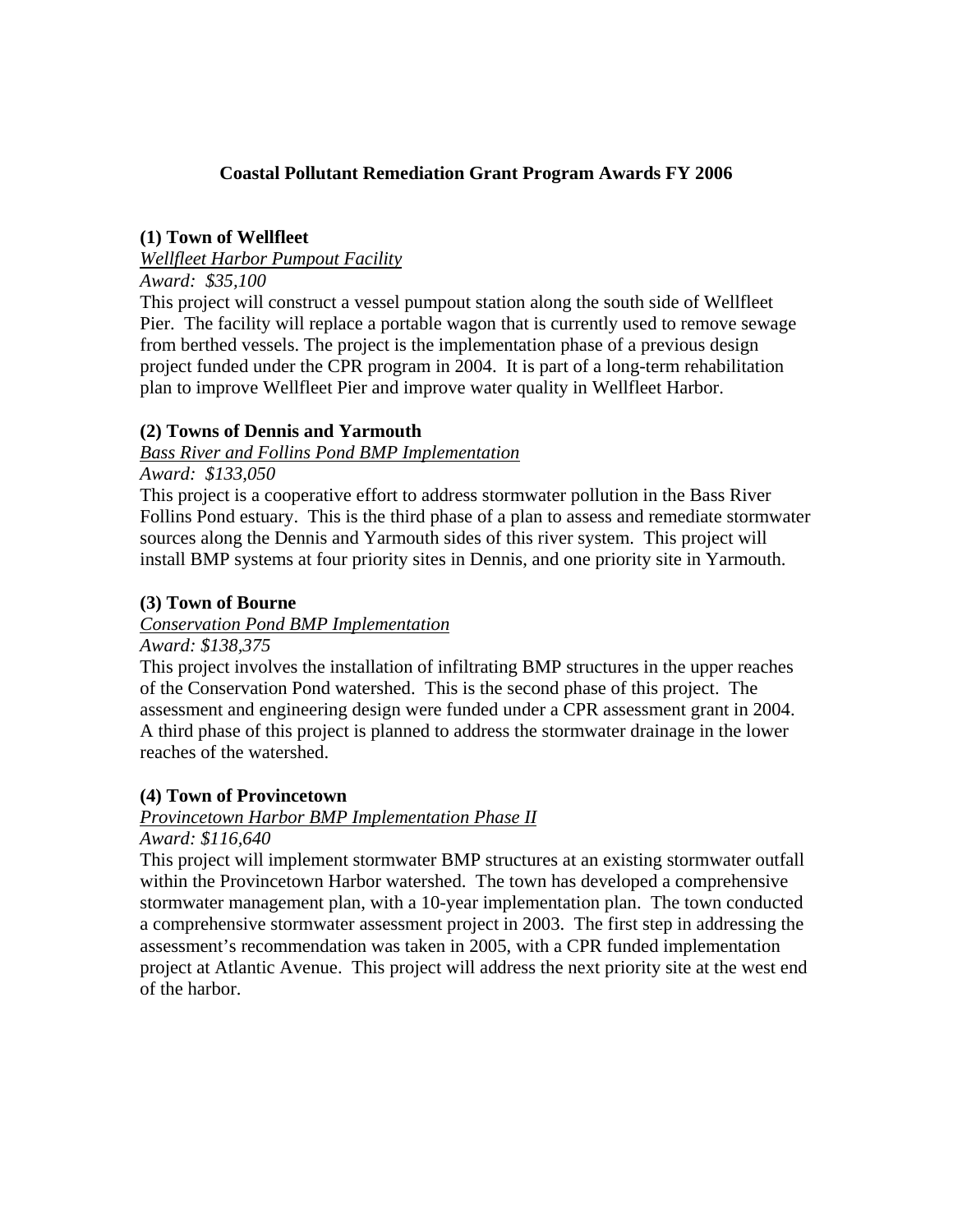# Coastal Pollutant Remediation Grant Program Awards FY 2006

### (1) Town of Wellfleet

*Wellfleet Harbor Pumpout Facility*

*Award: $35,100*

This project will construct a vessel pumpout station along the south side of Wellfleet Pier. The facility will replace a portable wagon that is currently used to remove sewage from berthed vessels. The project is the implementation phase of a previous design project funded under the CPR program in 2004. It is part of a long-term rehabilitation plan to improve Wellfleet Pier and improve water quality in Wellfleet Harbor.

### (2) Towns of Dennis and Yarmouth

*Bass River and Follins Pond BMP Implementation*

*Award: $133,050*

This project is a cooperative effort to address stormwater pollution in the Bass River Follins Pond estuary. This is the third phase of a plan to assess and remediate stormwater sources along the Dennis and Yarmouth sides of this river system. This project will install BMP systems at four priority sites in Dennis, and one priority site in Yarmouth.

### (3) Town of Bourne

*Conservation Pond BMP Implementation*

*Award: $138,375*

This project involves the installation of infiltrating BMP structures in the upper reaches of the Conservation Pond watershed. This is the second phase of this project. The assessment and engineering design were funded under a CPR assessment grant in 2004. A third phase of this project is planned to address the stormwater drainage in the lower reaches of the watershed.

### (4) Town of Provincetown

*Provincetown Harbor BMP Implementation Phase II*

*Award: $116,640*

This project will implement stormwater BMP structures at an existing stormwater outfall within the Provincetown Harbor watershed. The town has developed a comprehensive stormwater management plan, with a 10-year implementation plan. The town conducted a comprehensive stormwater assessment project in 2003. The first step in addressing the assessment's recommendation was taken in 2005, with a CPR funded implementation project at Atlantic Avenue. This project will address the next priority site at the west end of the harbor.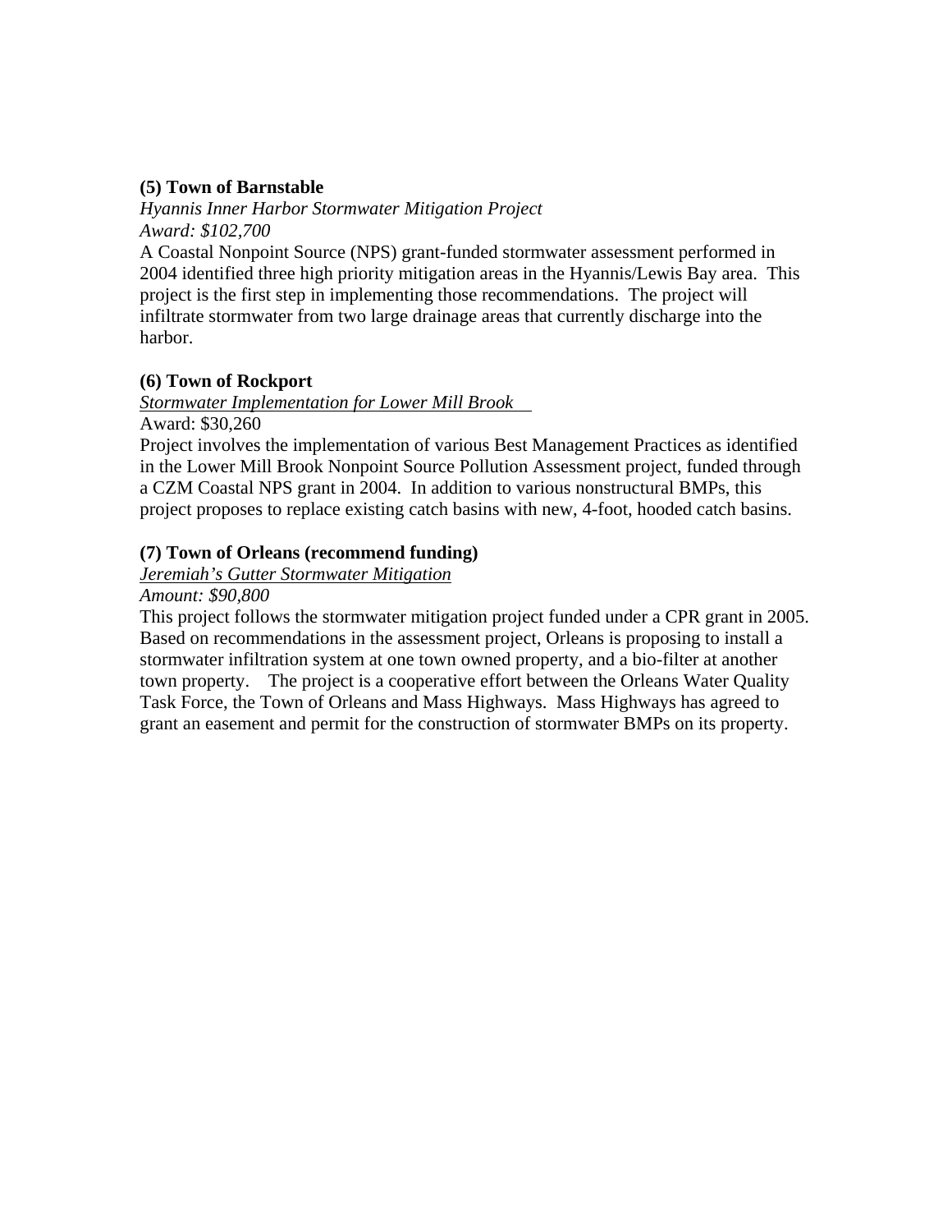**(5) Town of Barnstable**

*Hyannis Inner Harbor Stormwater Mitigation Project*

*Award: $102,700*

A Coastal Nonpoint Source (NPS) grant-funded stormwater assessment performed in 2004 identified three high priority mitigation areas in the Hyannis/Lewis Bay area. This project is the first step in implementing those recommendations. The project will infiltrate stormwater from two large drainage areas that currently discharge into the harbor.

**(6) Town of Rockport**

*Stormwater Implementation for Lower Mill Brook*

Award: $30,260

Project involves the implementation of various Best Management Practices as identified in the Lower Mill Brook Nonpoint Source Pollution Assessment project, funded through a CZM Coastal NPS grant in 2004. In addition to various nonstructural BMPs, this project proposes to replace existing catch basins with new, 4-foot, hooded catch basins.

**(7) Town of Orleans (recommend funding)**

*Jeremiah's Gutter Stormwater Mitigation*

*Amount: $90,800*

This project follows the stormwater mitigation project funded under a CPR grant in 2005. Based on recommendations in the assessment project, Orleans is proposing to install a stormwater infiltration system at one town owned property, and a bio-filter at another town property. The project is a cooperative effort between the Orleans Water Quality Task Force, the Town of Orleans and Mass Highways. Mass Highways has agreed to grant an easement and permit for the construction of stormwater BMPs on its property.